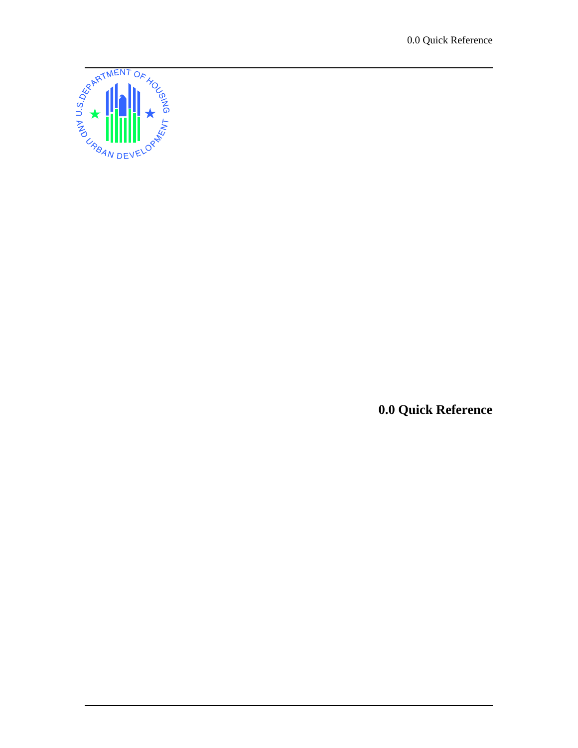# 0.0 Quick Reference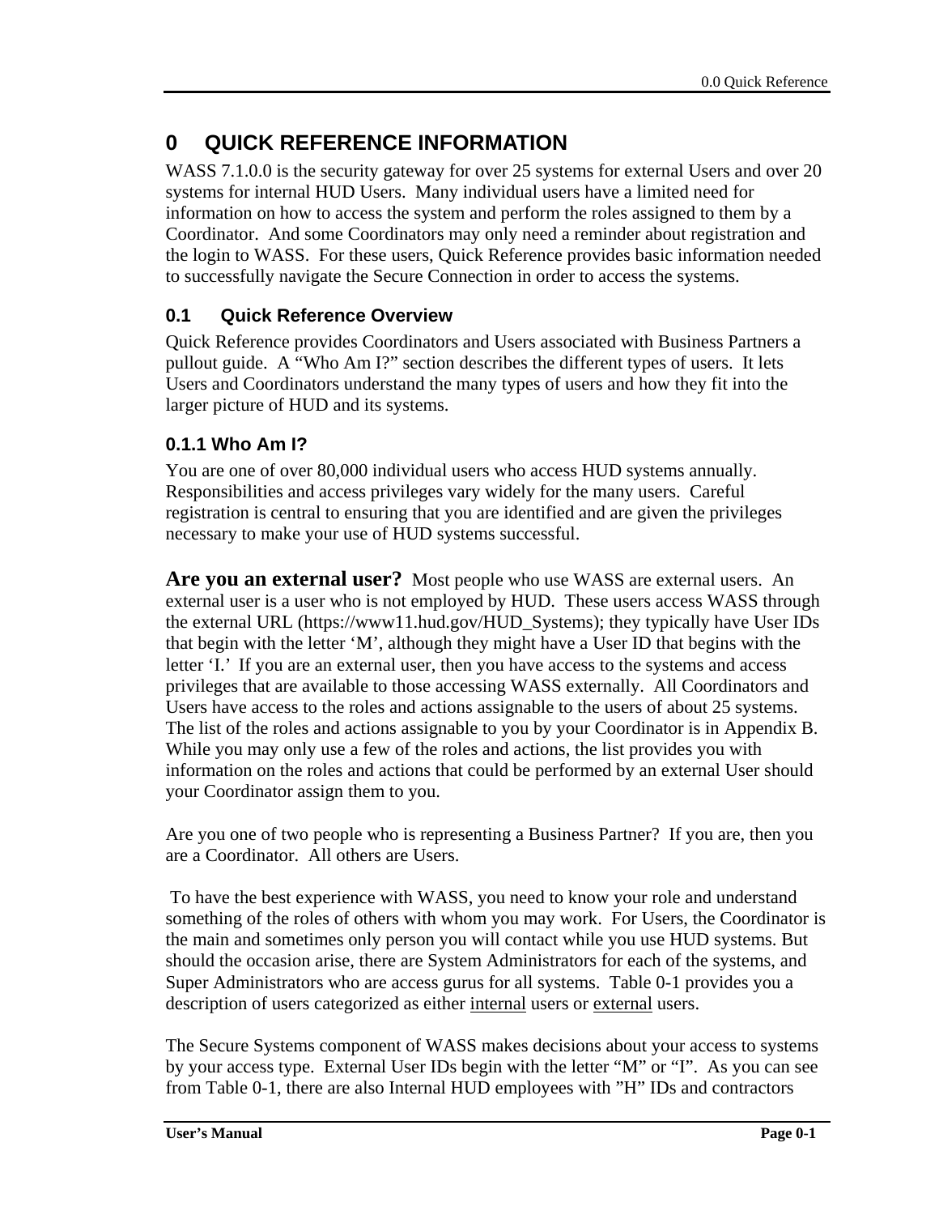# 0 QUICK REFERENCE INFORMATION

WASS 7.1.0.0 is the security gateway for over 25 systems for external Users and over 20 systems for internal HUD Users. Many individual users have a limited need for information on how to access the system and perform the roles assigned to them by a Coordinator. And some Coordinators may only need a reminder about registration and the login to WASS. For these users, Quick Reference provides basic information needed to successfully navigate the Secure Connection in order to access the systems.

## 0.1 Quick Reference Overview

Quick Reference provides Coordinators and Users associated with Business Partners a pullout guide. A "Who Am I?" section describes the different types of users. It lets Users and Coordinators understand the many types of users and how they fit into the larger picture of HUD and its systems.

### 0.1.1 Who Am I?

You are one of over 80,000 individual users who access HUD systems annually. Responsibilities and access privileges vary widely for the many users. Careful registration is central to ensuring that you are identified and are given the privileges necessary to make your use of HUD systems successful.

**Are you an external user?** Most people who use WASS are external users. An external user is a user who is not employed by HUD. These users access WASS through the external URL (https://www11.hud.gov/HUD_Systems); they typically have User IDs that begin with the letter 'M', although they might have a User ID that begins with the letter 'I.' If you are an external user, then you have access to the systems and access privileges that are available to those accessing WASS externally. All Coordinators and Users have access to the roles and actions assignable to the users of about 25 systems. The list of the roles and actions assignable to you by your Coordinator is in Appendix B. While you may only use a few of the roles and actions, the list provides you with information on the roles and actions that could be performed by an external User should your Coordinator assign them to you.

Are you one of two people who is representing a Business Partner? If you are, then you are a Coordinator. All others are Users.

To have the best experience with WASS, you need to know your role and understand something of the roles of others with whom you may work. For Users, the Coordinator is the main and sometimes only person you will contact while you use HUD systems. But should the occasion arise, there are System Administrators for each of the systems, and Super Administrators who are access gurus for all systems. Table 0-1 provides you a description of users categorized as either <u>internal</u> users or <u>external</u> users.

The Secure Systems component of WASS makes decisions about your access to systems by your access type. External User IDs begin with the letter "M" or "I". As you can see from Table 0-1, there are also Internal HUD employees with "H" IDs and contractors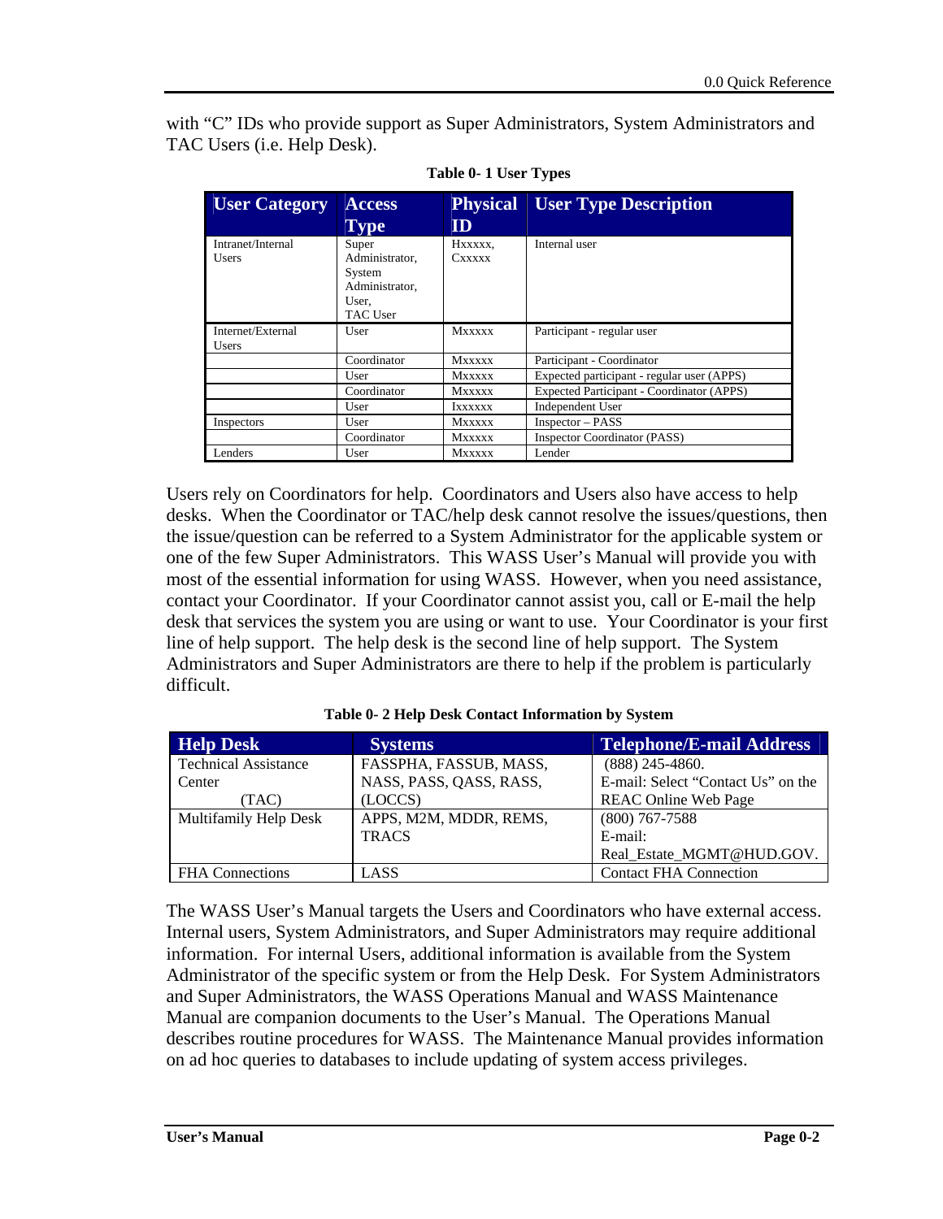with "C" IDs who provide support as Super Administrators, System Administrators and TAC Users (i.e. Help Desk).

**Table 0- 1 User Types**

| User Category | Access Type | Physical ID | User Type Description |
|---|---|---|---|
| Intranet/Internal Users | Super Administrator, System Administrator, User, TAC User | Hxxxxx, Cxxxxx | Internal user |
| Internet/External Users | User | Mxxxxx | Participant - regular user |
| | Coordinator | Mxxxxx | Participant - Coordinator |
| | User | Mxxxxx | Expected participant - regular user (APPS) |
| | Coordinator | Mxxxxx | Expected Participant - Coordinator (APPS) |
| | User | Ixxxxxx | Independent User |
| Inspectors | User | Mxxxxx | Inspector – PASS |
| | Coordinator | Mxxxxx | Inspector Coordinator (PASS) |
| Lenders | User | Mxxxxx | Lender |

Users rely on Coordinators for help. Coordinators and Users also have access to help desks. When the Coordinator or TAC/help desk cannot resolve the issues/questions, then the issue/question can be referred to a System Administrator for the applicable system or one of the few Super Administrators. This WASS User's Manual will provide you with most of the essential information for using WASS. However, when you need assistance, contact your Coordinator. If your Coordinator cannot assist you, call or E-mail the help desk that services the system you are using or want to use. Your Coordinator is your first line of help support. The help desk is the second line of help support. The System Administrators and Super Administrators are there to help if the problem is particularly difficult.

**Table 0- 2 Help Desk Contact Information by System**

| Help Desk | Systems | Telephone/E-mail Address |
|---|---|---|
| Technical Assistance Center (TAC) | FASSPHA, FASSUB, MASS, NASS, PASS, QASS, RASS, (LOCCS) | (888) 245-4860. E-mail: Select "Contact Us" on the REAC Online Web Page |
| Multifamily Help Desk | APPS, M2M, MDDR, REMS, TRACS | (800) 767-7588 E-mail: Real_Estate_MGMT@HUD.GOV. |
| FHA Connections | LASS | Contact FHA Connection |

The WASS User's Manual targets the Users and Coordinators who have external access. Internal users, System Administrators, and Super Administrators may require additional information. For internal Users, additional information is available from the System Administrator of the specific system or from the Help Desk. For System Administrators and Super Administrators, the WASS Operations Manual and WASS Maintenance Manual are companion documents to the User's Manual. The Operations Manual describes routine procedures for WASS. The Maintenance Manual provides information on ad hoc queries to databases to include updating of system access privileges.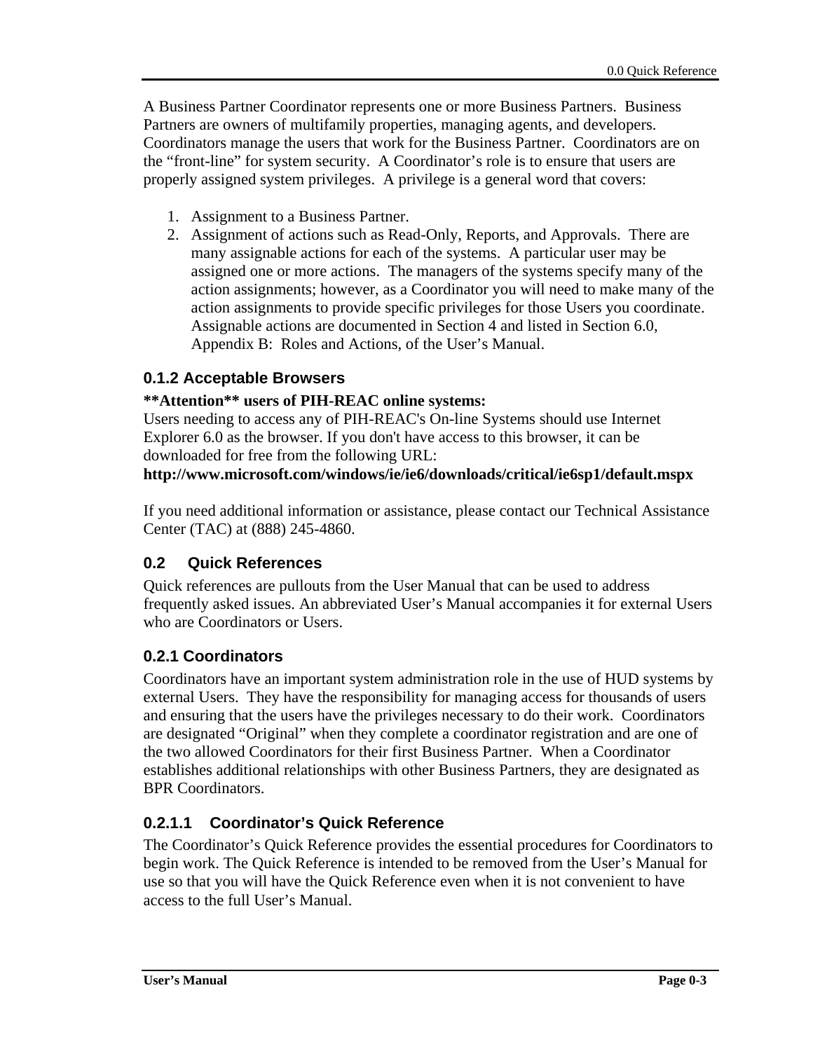A Business Partner Coordinator represents one or more Business Partners.  Business Partners are owners of multifamily properties, managing agents, and developers. Coordinators manage the users that work for the Business Partner.  Coordinators are on the "front-line" for system security.  A Coordinator's role is to ensure that users are properly assigned system privileges.  A privilege is a general word that covers:

1. Assignment to a Business Partner.
2. Assignment of actions such as Read-Only, Reports, and Approvals.  There are many assignable actions for each of the systems.  A particular user may be assigned one or more actions.  The managers of the systems specify many of the action assignments; however, as a Coordinator you will need to make many of the action assignments to provide specific privileges for those Users you coordinate. Assignable actions are documented in Section 4 and listed in Section 6.0, Appendix B:  Roles and Actions, of the User's Manual.

### 0.1.2 Acceptable Browsers

**\*\*Attention\*\* users of PIH-REAC online systems:**
Users needing to access any of PIH-REAC's On-line Systems should use Internet Explorer 6.0 as the browser. If you don't have access to this browser, it can be downloaded for free from the following URL:
**http://www.microsoft.com/windows/ie/ie6/downloads/critical/ie6sp1/default.mspx**

If you need additional information or assistance, please contact our Technical Assistance Center (TAC) at (888) 245-4860.

## 0.2 Quick References

Quick references are pullouts from the User Manual that can be used to address frequently asked issues. An abbreviated User's Manual accompanies it for external Users who are Coordinators or Users.

### 0.2.1 Coordinators

Coordinators have an important system administration role in the use of HUD systems by external Users.  They have the responsibility for managing access for thousands of users and ensuring that the users have the privileges necessary to do their work.  Coordinators are designated "Original" when they complete a coordinator registration and are one of the two allowed Coordinators for their first Business Partner.  When a Coordinator establishes additional relationships with other Business Partners, they are designated as BPR Coordinators.

#### 0.2.1.1 Coordinator's Quick Reference

The Coordinator's Quick Reference provides the essential procedures for Coordinators to begin work. The Quick Reference is intended to be removed from the User's Manual for use so that you will have the Quick Reference even when it is not convenient to have access to the full User's Manual.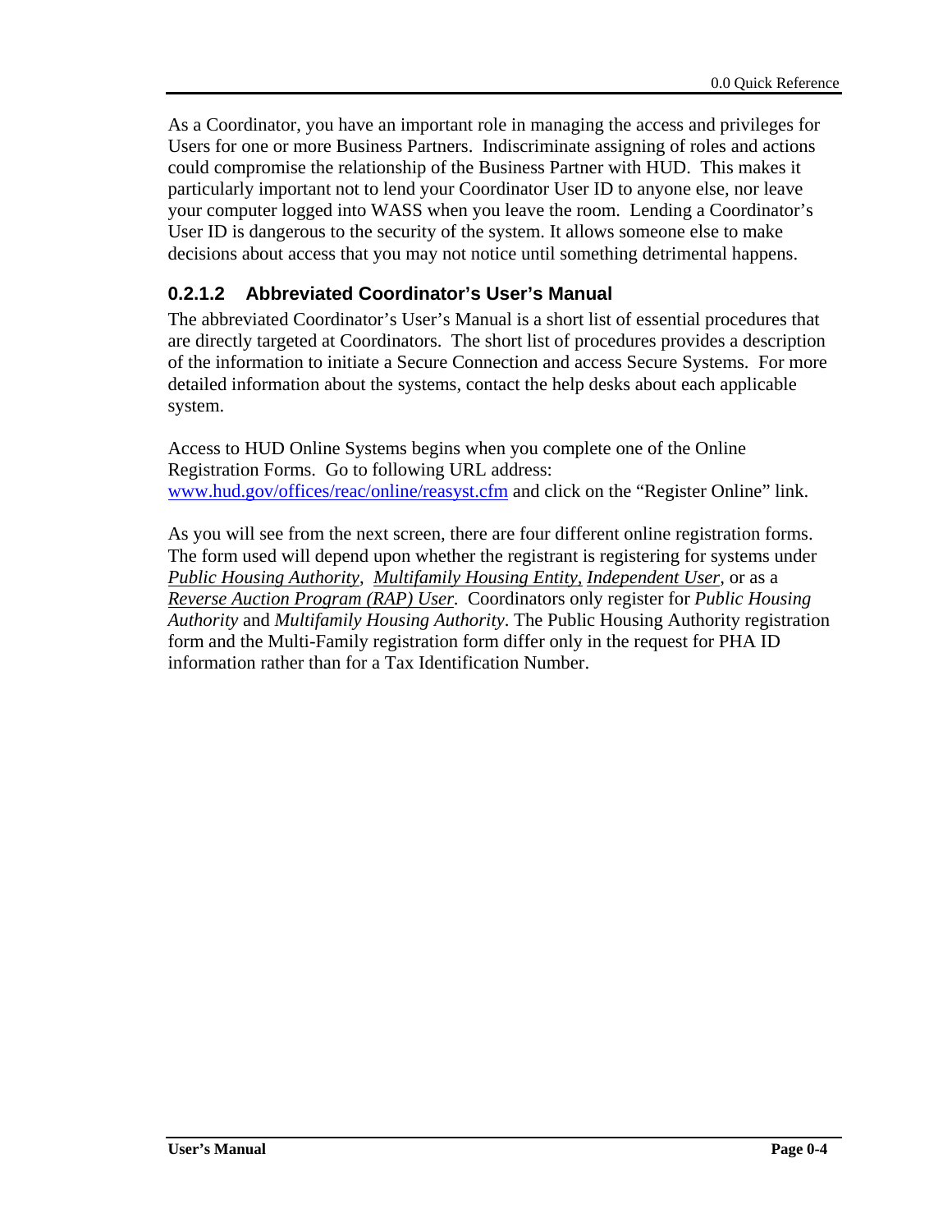As a Coordinator, you have an important role in managing the access and privileges for Users for one or more Business Partners. Indiscriminate assigning of roles and actions could compromise the relationship of the Business Partner with HUD. This makes it particularly important not to lend your Coordinator User ID to anyone else, nor leave your computer logged into WASS when you leave the room. Lending a Coordinator's User ID is dangerous to the security of the system. It allows someone else to make decisions about access that you may not notice until something detrimental happens.

#### 0.2.1.2 Abbreviated Coordinator's User's Manual

The abbreviated Coordinator's User's Manual is a short list of essential procedures that are directly targeted at Coordinators. The short list of procedures provides a description of the information to initiate a Secure Connection and access Secure Systems. For more detailed information about the systems, contact the help desks about each applicable system.

Access to HUD Online Systems begins when you complete one of the Online Registration Forms. Go to following URL address: [www.hud.gov/offices/reac/online/reasyst.cfm](http://www.hud.gov/offices/reac/online/reasyst.cfm) and click on the "Register Online" link.

As you will see from the next screen, there are four different online registration forms. The form used will depend upon whether the registrant is registering for systems under *Public Housing Authority*, *Multifamily Housing Entity*, *Independent User*, or as a *Reverse Auction Program (RAP) User*. Coordinators only register for *Public Housing Authority* and *Multifamily Housing Authority*. The Public Housing Authority registration form and the Multi-Family registration form differ only in the request for PHA ID information rather than for a Tax Identification Number.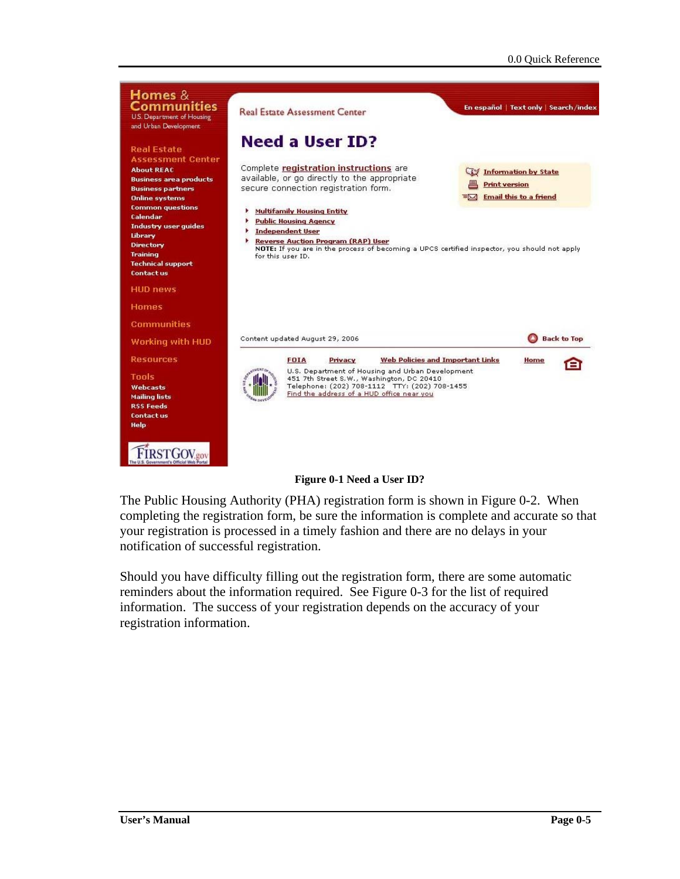Figure 0-1 Need a User ID?

The Public Housing Authority (PHA) registration form is shown in Figure 0-2. When completing the registration form, be sure the information is complete and accurate so that your registration is processed in a timely fashion and there are no delays in your notification of successful registration.

Should you have difficulty filling out the registration form, there are some automatic reminders about the information required. See Figure 0-3 for the list of required information. The success of your registration depends on the accuracy of your registration information.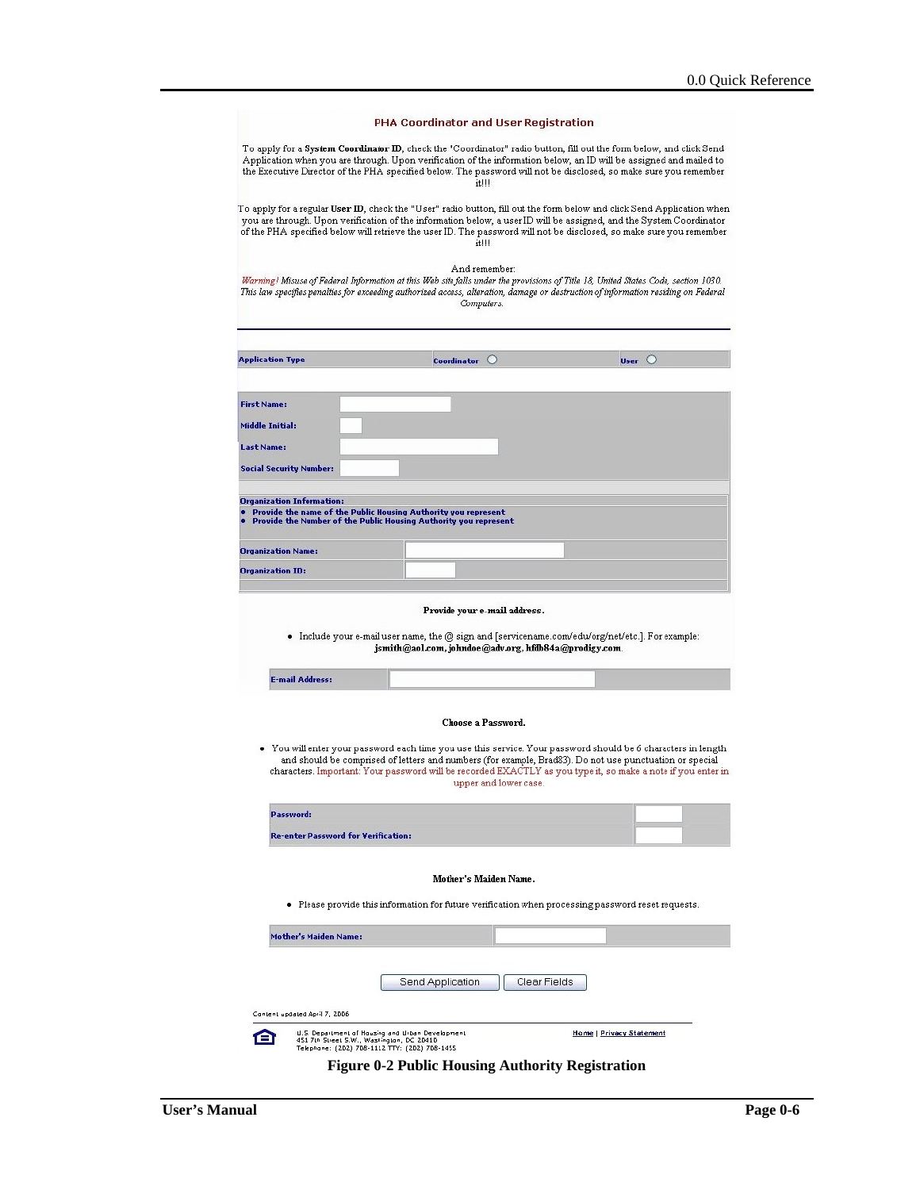## PHA Coordinator and User Registration

To apply for a **System Coordinator ID**, check the "Coordinator" radio button, fill out the form below, and click Send Application when you are through. Upon verification of the information below, an ID will be assigned and mailed to the Executive Director of the PHA specified below. The password will not be disclosed, so make sure you remember it!!!

To apply for a regular **User ID**, check the "User" radio button, fill out the form below and click Send Application when you are through. Upon verification of the information below, a user ID will be assigned, and the System Coordinator of the PHA specified below will retrieve the user ID. The password will not be disclosed, so make sure you remember it!!!

And remember:
*Warning! Misuse of Federal Information at this Web site falls under the provisions of Title 18, United States Code, section 1030. This law specifies penalties for exceeding authorized access, alteration, damage or destruction of information residing on Federal Computers.*

| Application Type | Coordinator ○ | User ○ |
|---|---|---|

| | |
|---|---|
| **First Name:** | |
| **Middle Initial:** | |
| **Last Name:** | |
| **Social Security Number:** | |

**Organization Information:**
- **Provide the name of the Public Housing Authority you represent**
- **Provide the Number of the Public Housing Authority you represent**

| | |
|---|---|
| **Organization Name:** | |
| **Organization ID:** | |

**Provide your e-mail address.**

- Include your e-mail user name, the @ sign and [servicename.com/edu/org/net/etc.]. For example: **jsmith@aol.com, johndoe@adv.org, hfdb84a@prodigy.com**.

| | |
|---|---|
| **E-mail Address:** | |

**Choose a Password.**

- You will enter your password each time you use this service. Your password should be 6 characters in length and should be comprised of letters and numbers (for example, Brad83). Do not use punctuation or special characters. Important: Your password will be recorded EXACTLY as you type it, so make a note if you enter in upper and lower case.

| | |
|---|---|
| **Password:** | |
| **Re-enter Password for Verification:** | |

**Mother's Maiden Name.**

- Please provide this information for future verification when processing password reset requests.

| | |
|---|---|
| **Mother's Maiden Name:** | |

Send Application | Clear Fields

Content updated April 7, 2006

U.S. Department of Housing and Urban Development
451 7th Street S.W., Washington, DC 20410
Telephone: (202) 708-1112 TTY: (202) 708-1455

Home | Privacy Statement

**Figure 0-2 Public Housing Authority Registration**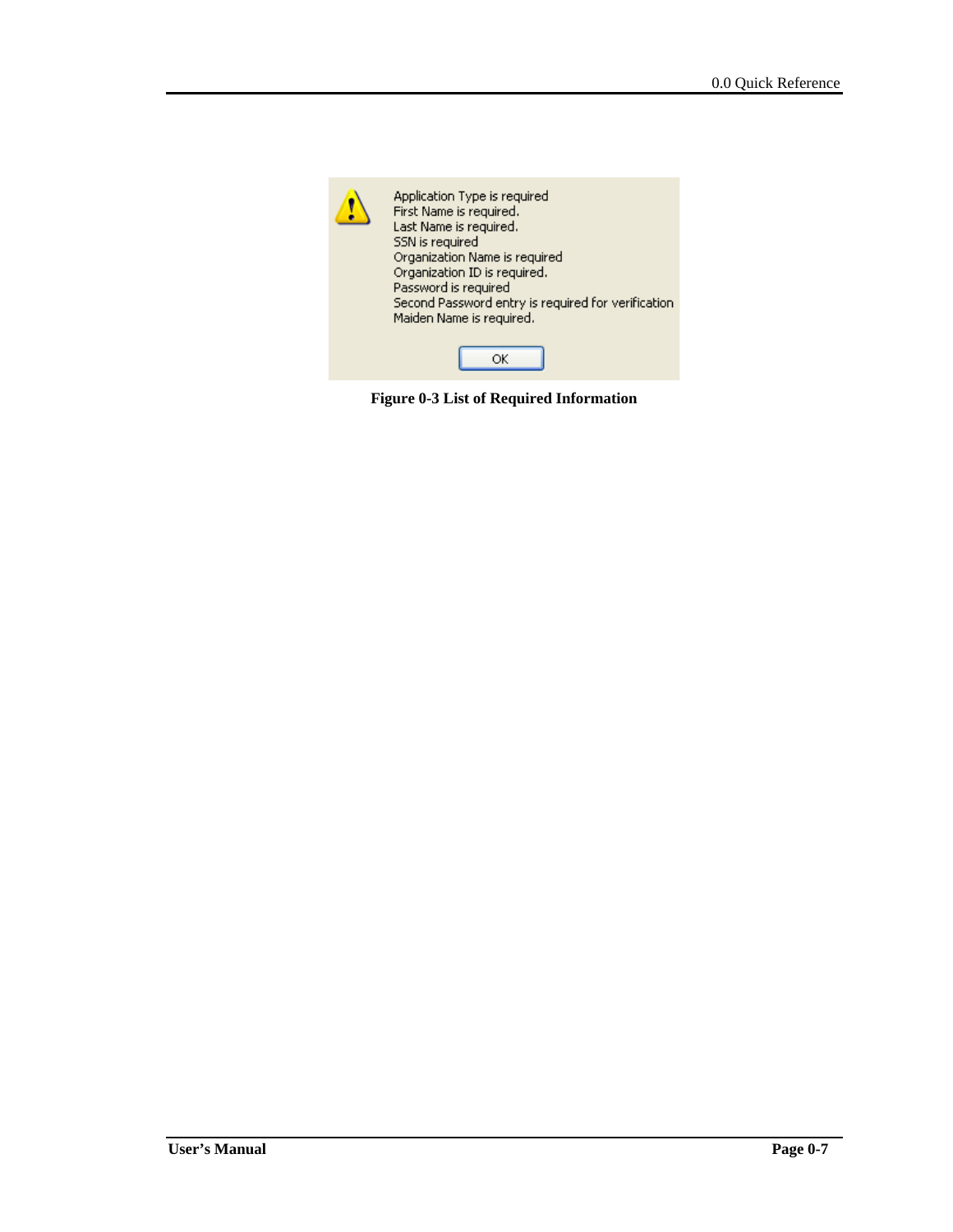Application Type is required
First Name is required.
Last Name is required.
SSN is required
Organization Name is required
Organization ID is required.
Password is required
Second Password entry is required for verification
Maiden Name is required.

OK

**Figure 0-3 List of Required Information**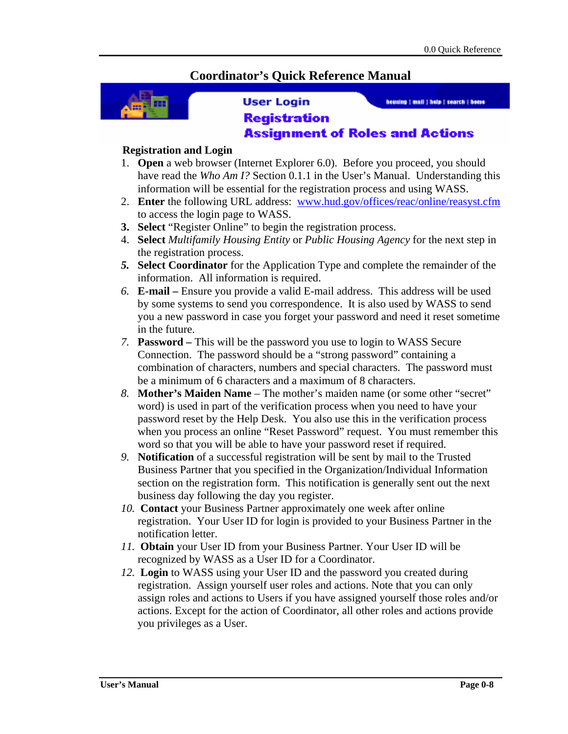# Coordinator's Quick Reference Manual

**User Login**
**Registration**
**Assignment of Roles and Actions**

### Registration and Login

1. **Open** a web browser (Internet Explorer 6.0). Before you proceed, you should have read the *Who Am I?* Section 0.1.1 in the User's Manual. Understanding this information will be essential for the registration process and using WASS.
2. **Enter** the following URL address: www.hud.gov/offices/reac/online/reasyst.cfm to access the login page to WASS.
3. **Select** "Register Online" to begin the registration process.
4. **Select** *Multifamily Housing Entity* or *Public Housing Agency* for the next step in the registration process.
5. **Select Coordinator** for the Application Type and complete the remainder of the information. All information is required.
6. **E-mail –** Ensure you provide a valid E-mail address. This address will be used by some systems to send you correspondence. It is also used by WASS to send you a new password in case you forget your password and need it reset sometime in the future.
7. **Password –** This will be the password you use to login to WASS Secure Connection. The password should be a "strong password" containing a combination of characters, numbers and special characters. The password must be a minimum of 6 characters and a maximum of 8 characters.
8. **Mother's Maiden Name** – The mother's maiden name (or some other "secret" word) is used in part of the verification process when you need to have your password reset by the Help Desk. You also use this in the verification process when you process an online "Reset Password" request. You must remember this word so that you will be able to have your password reset if required.
9. **Notification** of a successful registration will be sent by mail to the Trusted Business Partner that you specified in the Organization/Individual Information section on the registration form. This notification is generally sent out the next business day following the day you register.
10. **Contact** your Business Partner approximately one week after online registration. Your User ID for login is provided to your Business Partner in the notification letter.
11. **Obtain** your User ID from your Business Partner. Your User ID will be recognized by WASS as a User ID for a Coordinator.
12. **Login** to WASS using your User ID and the password you created during registration. Assign yourself user roles and actions. Note that you can only assign roles and actions to Users if you have assigned yourself those roles and/or actions. Except for the action of Coordinator, all other roles and actions provide you privileges as a User.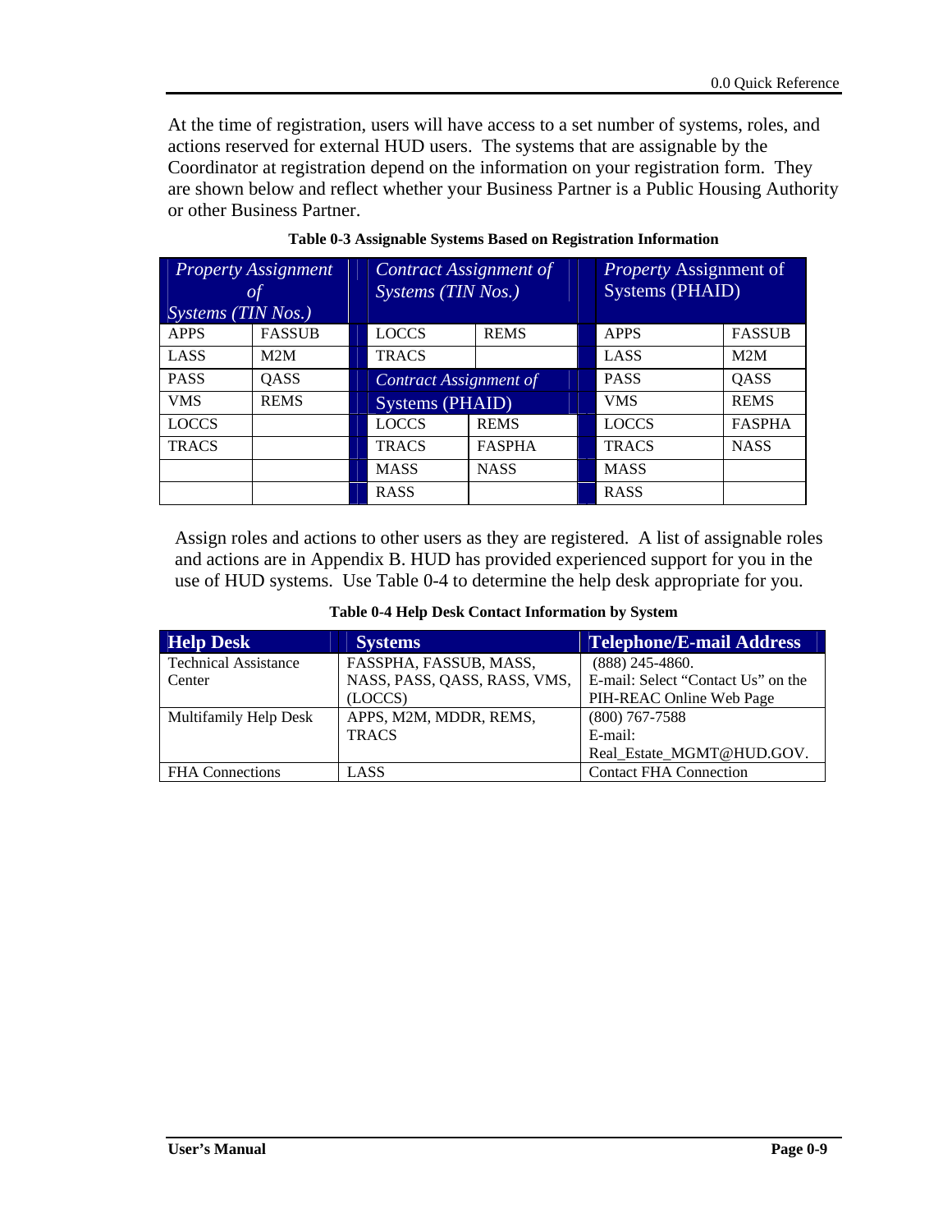At the time of registration, users will have access to a set number of systems, roles, and actions reserved for external HUD users. The systems that are assignable by the Coordinator at registration depend on the information on your registration form. They are shown below and reflect whether your Business Partner is a Public Housing Authority or other Business Partner.

**Table 0-3 Assignable Systems Based on Registration Information**

| *Property Assignment of Systems (TIN Nos.)* | | *Contract Assignment of Systems (TIN Nos.)* | | *Property* Assignment of Systems (PHAID) | |
|---|---|---|---|---|---|
| APPS | FASSUB | LOCCS | REMS | APPS | FASSUB |
| LASS | M2M | TRACS | | LASS | M2M |
| PASS | QASS | *Contract Assignment of* Systems (PHAID) | | PASS | QASS |
| VMS | REMS | | | VMS | REMS |
| LOCCS | | LOCCS | REMS | LOCCS | FASPHA |
| TRACS | | TRACS | FASPHA | TRACS | NASS |
| | | MASS | NASS | MASS | |
| | | RASS | | RASS | |

Assign roles and actions to other users as they are registered. A list of assignable roles and actions are in Appendix B. HUD has provided experienced support for you in the use of HUD systems. Use Table 0-4 to determine the help desk appropriate for you.

**Table 0-4 Help Desk Contact Information by System**

| Help Desk | Systems | Telephone/E-mail Address |
|---|---|---|
| Technical Assistance Center | FASSPHA, FASSUB, MASS, NASS, PASS, QASS, RASS, VMS, (LOCCS) | (888) 245-4860. E-mail: Select "Contact Us" on the PIH-REAC Online Web Page |
| Multifamily Help Desk | APPS, M2M, MDDR, REMS, TRACS | (800) 767-7588 E-mail: Real_Estate_MGMT@HUD.GOV. |
| FHA Connections | LASS | Contact FHA Connection |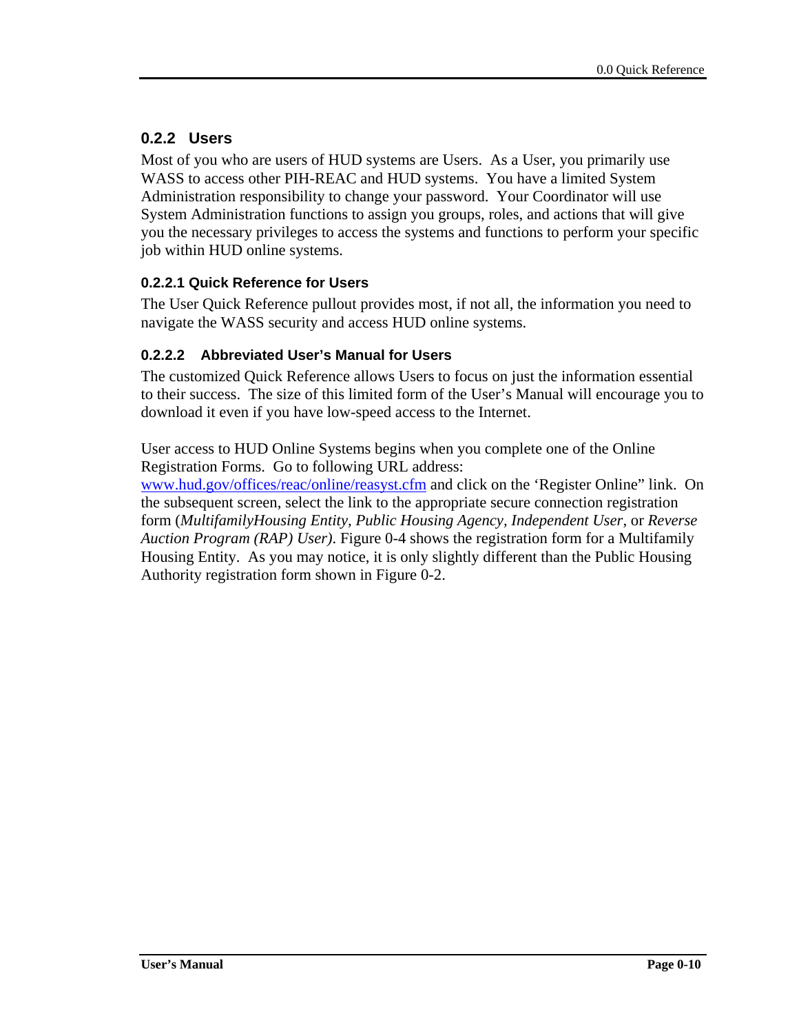### 0.2.2 Users

Most of you who are users of HUD systems are Users. As a User, you primarily use WASS to access other PIH-REAC and HUD systems. You have a limited System Administration responsibility to change your password. Your Coordinator will use System Administration functions to assign you groups, roles, and actions that will give you the necessary privileges to access the systems and functions to perform your specific job within HUD online systems.

#### 0.2.2.1 Quick Reference for Users

The User Quick Reference pullout provides most, if not all, the information you need to navigate the WASS security and access HUD online systems.

#### 0.2.2.2 Abbreviated User's Manual for Users

The customized Quick Reference allows Users to focus on just the information essential to their success. The size of this limited form of the User's Manual will encourage you to download it even if you have low-speed access to the Internet.

User access to HUD Online Systems begins when you complete one of the Online Registration Forms. Go to following URL address: www.hud.gov/offices/reac/online/reasyst.cfm and click on the 'Register Online" link. On the subsequent screen, select the link to the appropriate secure connection registration form (*MultifamilyHousing Entity, Public Housing Agency, Independent User,* or *Reverse Auction Program (RAP) User)*. Figure 0-4 shows the registration form for a Multifamily Housing Entity. As you may notice, it is only slightly different than the Public Housing Authority registration form shown in Figure 0-2.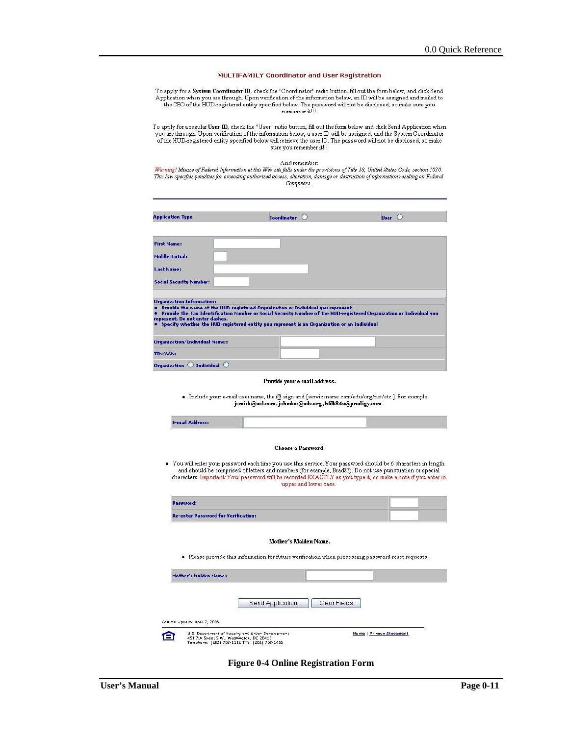## MULTIFAMILY Coordinator and User Registration

To apply for a **System Coordinator ID**, check the "Coordinator" radio button, fill out the form below, and click Send Application when you are through. Upon verification of the information below, an ID will be assigned and mailed to the CEO of the HUD-registered entity specified below. The password will not be disclosed, so make sure you remember it!!!

To apply for a regular **User ID**, check the "User" radio button, fill out the form below and click Send Application when you are through. Upon verification of the information below, a user ID will be assigned, and the System Coordinator of the HUD-registered entity specified below will retrieve the user ID. The password will not be disclosed, so make sure you remember it!!!

And remember:
*Warning! Misuse of Federal Information at this Web site falls under the provisions of Title 18, United States Code, section 1030. This law specifies penalties for exceeding authorized access, alteration, damage or destruction of information residing on Federal Computers.*

| Application Type | Coordinator ○ | User ○ |
|---|---|---|

| | |
|---|---|
| First Name: | |
| Middle Initial: | |
| Last Name: | |
| Social Security Number: | |

**Organization Information:**
- Provide the name of the HUD-registered Organization or Individual you represent
- Provide the Tax Identification Number or Social Security Number of the HUD-registered Organization or Individual you represent. Do not enter dashes.
- Specify whether the HUD-registered entity you represent is an Organization or an Individual

| | |
|---|---|
| Organization/Individual Name:: | |
| TIN/SSN: | |
| Organization ○ Individual ○ | |

**Provide your e-mail address.**

- Include your e-mail user name, the @ sign and [servicename.com/edu/org/net/etc.]. For example: **jsmith@aol.com, johndoe@adv.org, hfdb84a@prodigy.com.**

| | |
|---|---|
| E-mail Address: | |

**Choose a Password.**

- You will enter your password each time you use this service. Your password should be 6 characters in length and should be comprised of letters and numbers (for example, Brad83). Do not use punctuation or special characters. Important: Your password will be recorded EXACTLY as you type it, so make a note if you enter in upper and lower case.

| | |
|---|---|
| Password: | |
| Re-enter Password for Verification: | |

**Mother's Maiden Name.**

- Please provide this information for future verification when processing password reset requests.

| | |
|---|---|
| Mother's Maiden Name: | |

Send Application | Clear Fields

Content updated April 7, 2006

U.S. Department of Housing and Urban Development
451 7th Street S.W., Washington, DC 20410
Telephone: (202) 708-1112 TTY: (202) 708-1455

Home | Privacy Statement

**Figure 0-4 Online Registration Form**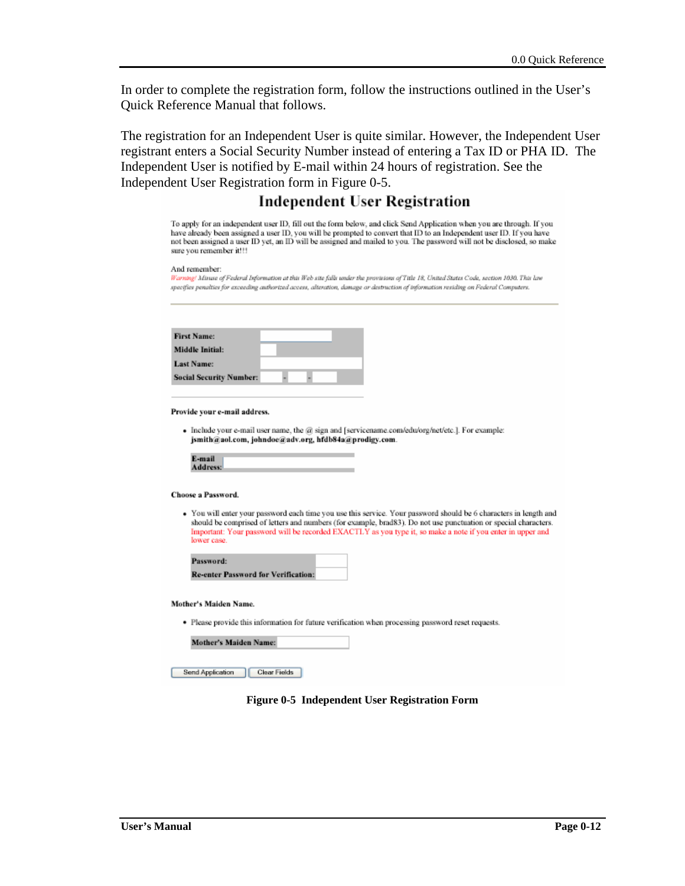In order to complete the registration form, follow the instructions outlined in the User's Quick Reference Manual that follows.

The registration for an Independent User is quite similar. However, the Independent User registrant enters a Social Security Number instead of entering a Tax ID or PHA ID. The Independent User is notified by E-mail within 24 hours of registration. See the Independent User Registration form in Figure 0-5.

## Independent User Registration

To apply for an independent user ID, fill out the form below, and click Send Application when you are through. If you have already been assigned a user ID, you will be prompted to convert that ID to an Independent user ID. If you have not been assigned a user ID yet, an ID will be assigned and mailed to you. The password will not be disclosed, so make sure you remember it!!!

And remember:
*Warning! Misuse of Federal Information at this Web site falls under the provisions of Title 18, United States Code, section 1030. This law specifies penalties for exceeding authorized access, alteration, damage or destruction of information residing on Federal Computers.*

| | |
|---|---|
| **First Name:** | |
| **Middle Initial:** | |
| **Last Name:** | |
| **Social Security Number:** | - - |

**Provide your e-mail address.**

- Include your e-mail user name, the @ sign and [servicename.com/edu/org/net/etc.]. For example: **jsmith@aol.com, johndoe@adv.org, hfdb84a@prodigy.com**.

| | |
|---|---|
| **E-mail Address:** | |

**Choose a Password.**

- You will enter your password each time you use this service. Your password should be 6 characters in length and should be comprised of letters and numbers (for example, brad83). Do not use punctuation or special characters. Important: Your password will be recorded EXACTLY as you type it, so make a note if you enter in upper and lower case.

| | |
|---|---|
| **Password:** | |
| **Re-enter Password for Verification:** | |

**Mother's Maiden Name.**

- Please provide this information for future verification when processing password reset requests.

| | |
|---|---|
| **Mother's Maiden Name:** | |

Send Application | Clear Fields

**Figure 0-5 Independent User Registration Form**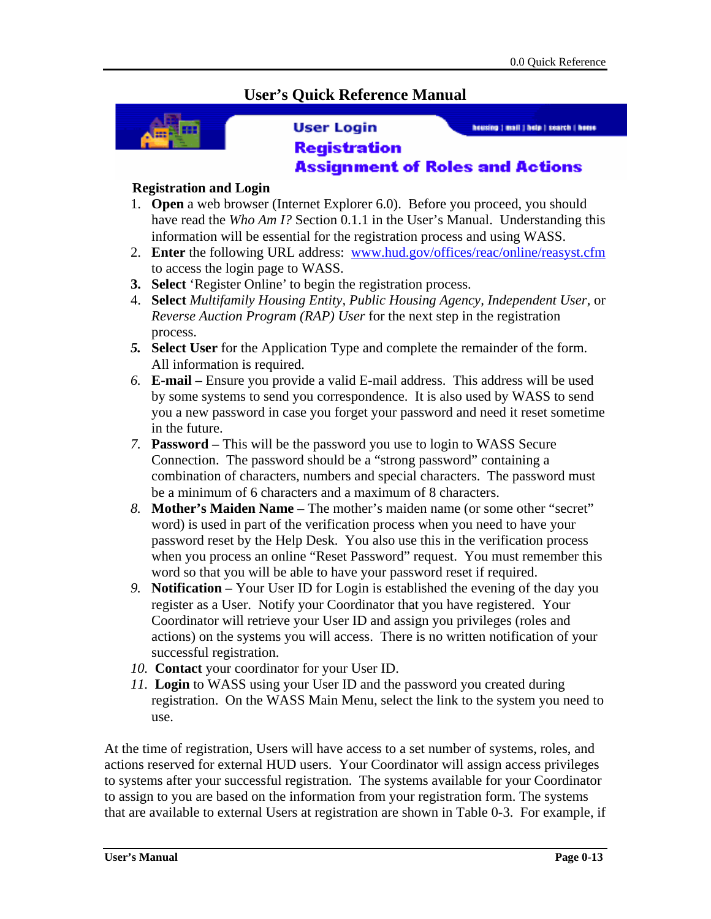# User's Quick Reference Manual

User Login
Registration
Assignment of Roles and Actions

### Registration and Login

1. **Open** a web browser (Internet Explorer 6.0). Before you proceed, you should have read the *Who Am I?* Section 0.1.1 in the User's Manual. Understanding this information will be essential for the registration process and using WASS.
2. **Enter** the following URL address: www.hud.gov/offices/reac/online/reasyst.cfm to access the login page to WASS.
3. **Select** 'Register Online' to begin the registration process.
4. **Select** *Multifamily Housing Entity*, *Public Housing Agency*, *Independent User*, or *Reverse Auction Program (RAP) User* for the next step in the registration process.
5. **Select User** for the Application Type and complete the remainder of the form. All information is required.
6. **E-mail –** Ensure you provide a valid E-mail address. This address will be used by some systems to send you correspondence. It is also used by WASS to send you a new password in case you forget your password and need it reset sometime in the future.
7. **Password –** This will be the password you use to login to WASS Secure Connection. The password should be a "strong password" containing a combination of characters, numbers and special characters. The password must be a minimum of 6 characters and a maximum of 8 characters.
8. **Mother's Maiden Name** – The mother's maiden name (or some other "secret" word) is used in part of the verification process when you need to have your password reset by the Help Desk. You also use this in the verification process when you process an online "Reset Password" request. You must remember this word so that you will be able to have your password reset if required.
9. **Notification –** Your User ID for Login is established the evening of the day you register as a User. Notify your Coordinator that you have registered. Your Coordinator will retrieve your User ID and assign you privileges (roles and actions) on the systems you will access. There is no written notification of your successful registration.
10. **Contact** your coordinator for your User ID.
11. **Login** to WASS using your User ID and the password you created during registration. On the WASS Main Menu, select the link to the system you need to use.

At the time of registration, Users will have access to a set number of systems, roles, and actions reserved for external HUD users. Your Coordinator will assign access privileges to systems after your successful registration. The systems available for your Coordinator to assign to you are based on the information from your registration form. The systems that are available to external Users at registration are shown in Table 0-3. For example, if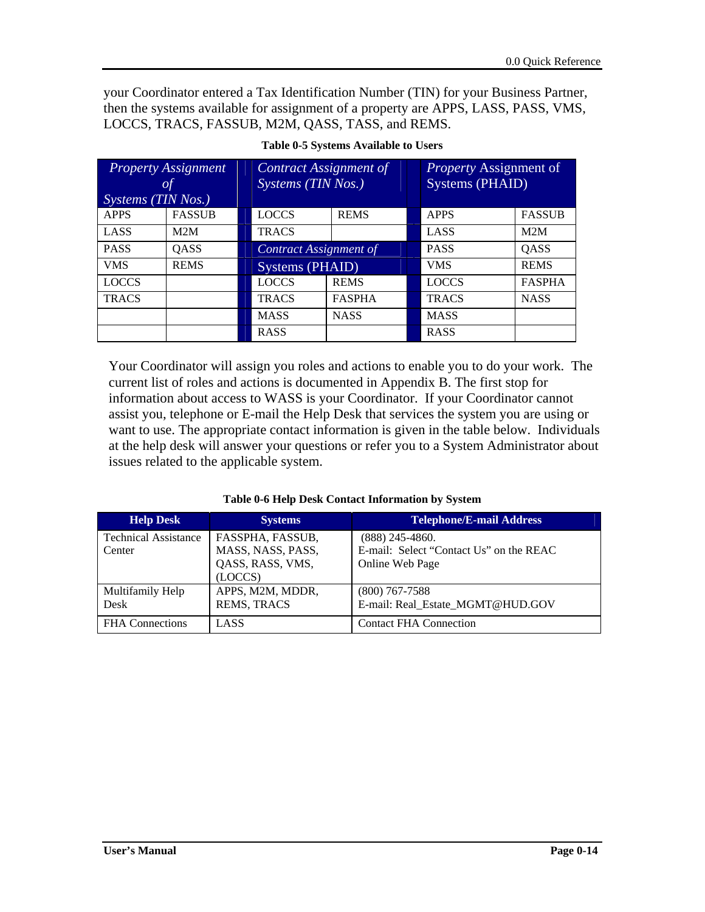your Coordinator entered a Tax Identification Number (TIN) for your Business Partner, then the systems available for assignment of a property are APPS, LASS, PASS, VMS, LOCCS, TRACS, FASSUB, M2M, QASS, TASS, and REMS.

**Table 0-5 Systems Available to Users**

| *Property Assignment of Systems (TIN Nos.)* | | *Contract Assignment of Systems (TIN Nos.)* | | *Property Assignment of Systems (PHAID)* | |
|---|---|---|---|---|---|
| APPS | FASSUB | LOCCS | REMS | APPS | FASSUB |
| LASS | M2M | TRACS | | LASS | M2M |
| PASS | QASS | *Contract Assignment of Systems (PHAID)* | | PASS | QASS |
| VMS | REMS | | | VMS | REMS |
| LOCCS | | LOCCS | REMS | LOCCS | FASPHA |
| TRACS | | TRACS | FASPHA | TRACS | NASS |
| | | MASS | NASS | MASS | |
| | | RASS | | RASS | |

Your Coordinator will assign you roles and actions to enable you to do your work. The current list of roles and actions is documented in Appendix B. The first stop for information about access to WASS is your Coordinator. If your Coordinator cannot assist you, telephone or E-mail the Help Desk that services the system you are using or want to use. The appropriate contact information is given in the table below. Individuals at the help desk will answer your questions or refer you to a System Administrator about issues related to the applicable system.

**Table 0-6 Help Desk Contact Information by System**

| Help Desk | Systems | Telephone/E-mail Address |
|---|---|---|
| Technical Assistance Center | FASSPHA, FASSUB, MASS, NASS, PASS, QASS, RASS, VMS, (LOCCS) | (888) 245-4860. E-mail: Select "Contact Us" on the REAC Online Web Page |
| Multifamily Help Desk | APPS, M2M, MDDR, REMS, TRACS | (800) 767-7588 E-mail: Real_Estate_MGMT@HUD.GOV |
| FHA Connections | LASS | Contact FHA Connection |